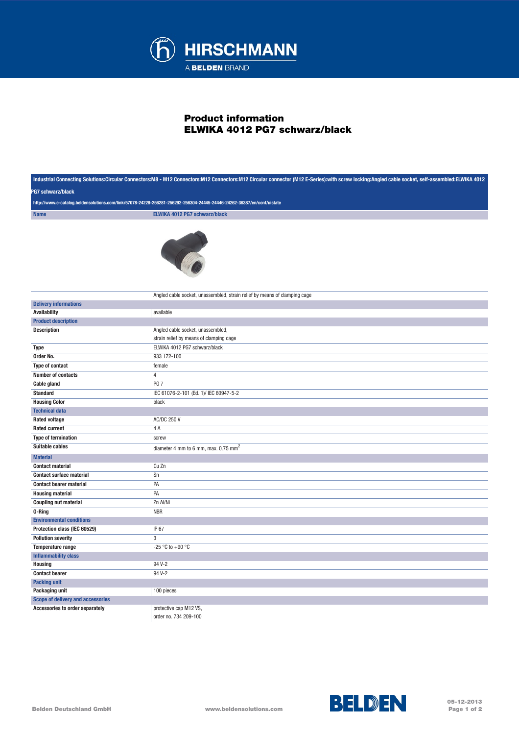# Product information
## ELWIKA 4012 PG7 schwarz/black

Industrial Connecting Solutions:Circular Connectors:M8 - M12 Connectors:M12 Connectors:M12 Circular connector (M12 E-Series):with screw locking:Angled cable socket, self-assembled:ELWIKA 4012 PG7 schwarz/black

http://www.e-catalog.beldensolutions.com/link/57078-24228-256281-256292-256304-24445-24446-24262-36387/en/conf/uistate

| Name | ELWIKA 4012 PG7 schwarz/black |
|---|---|
| | Angled cable socket, unassembled, strain relief by means of clamping cage |
| **Delivery informations** | |
| Availability | available |
| **Product description** | |
| Description | Angled cable socket, unassembled, strain relief by means of clamping cage |
| Type | ELWIKA 4012 PG7 schwarz/black |
| Order No. | 933 172-100 |
| Type of contact | female |
| Number of contacts | 4 |
| Cable gland | PG 7 |
| Standard | IEC 61076-2-101 (Ed. 1)/ IEC 60947-5-2 |
| Housing Color | black |
| **Technical data** | |
| Rated voltage | AC/DC 250 V |
| Rated current | 4 A |
| Type of termination | screw |
| Suitable cables | diameter 4 mm to 6 mm, max. 0.75 mm$^2$ |
| **Material** | |
| Contact material | Cu Zn |
| Contact surface material | Sn |
| Contact bearer material | PA |
| Housing material | PA |
| Coupling nut material | Zn Al/Ni |
| O-Ring | NBR |
| **Environmental conditions** | |
| Protection class (IEC 60529) | IP 67 |
| Pollution severity | 3 |
| Temperature range | -25 °C to +90 °C |
| **Inflammability class** | |
| Housing | 94 V-2 |
| Contact bearer | 94 V-2 |
| **Packing unit** | |
| Packaging unit | 100 pieces |
| **Scope of delivery and accessories** | |
| Accessories to order separately | protective cap M12 VS, order no. 734 209-100 |

Belden Deutschland GmbH — www.beldensolutions.com — 05-12-2013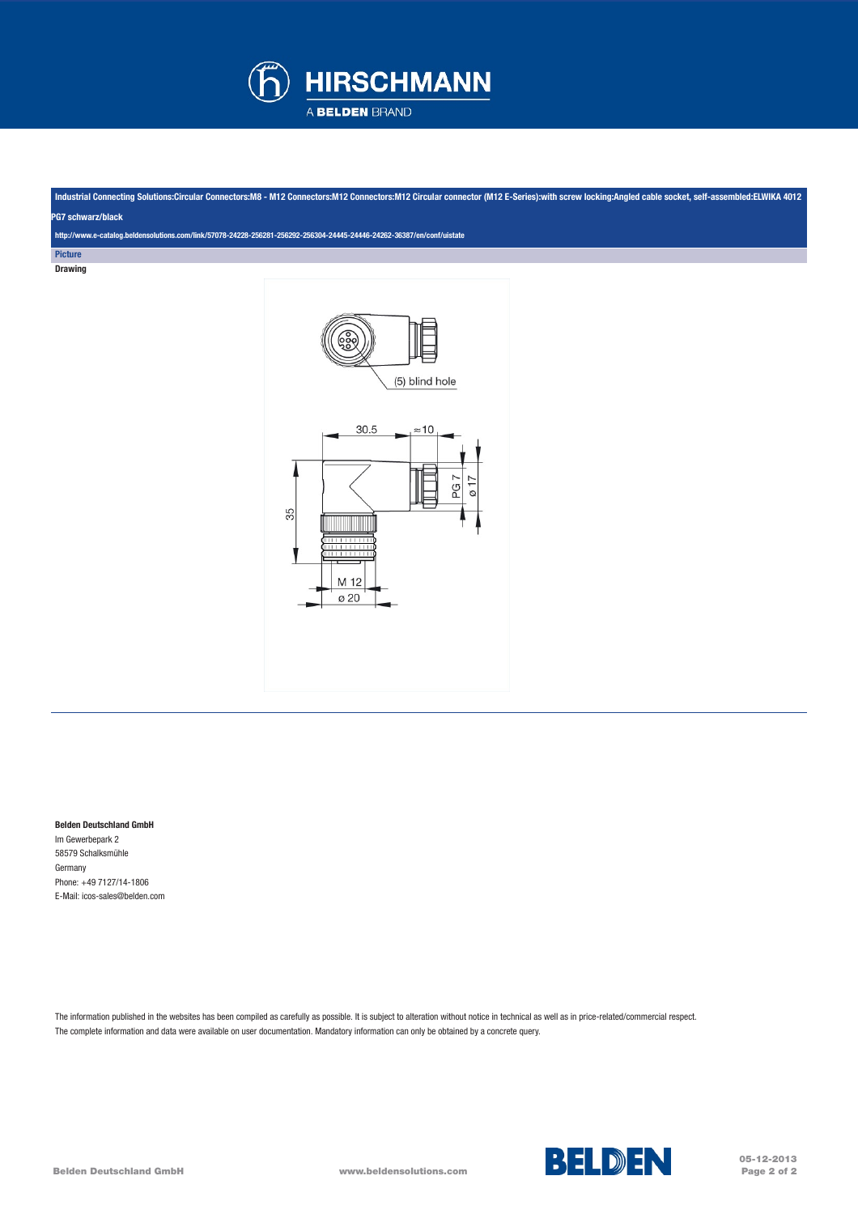**Industrial Connecting Solutions:Circular Connectors:M8 - M12 Connectors:M12 Connectors:M12 Circular connector (M12 E-Series):with screw locking:Angled cable socket, self-assembled:ELWIKA 4012 PG7 schwarz/black**

http://www.e-catalog.beldensolutions.com/link/57078-24228-256281-256292-256304-24445-24446-24262-36387/en/conf/uistate

## Picture

**Drawing**

(5) blind hole

30.5

≈10

35

PG 7

ø 17

M 12

ø 20

**Belden Deutschland GmbH**
Im Gewerbepark 2
58579 Schalksmühle
Germany
Phone: +49 7127/14-1806
E-Mail: icos-sales@belden.com

The information published in the websites has been compiled as carefully as possible. It is subject to alteration without notice in technical as well as in price-related/commercial respect.
The complete information and data were available on user documentation. Mandatory information can only be obtained by a concrete query.

Belden Deutschland GmbH www.beldensolutions.com 05-12-2013